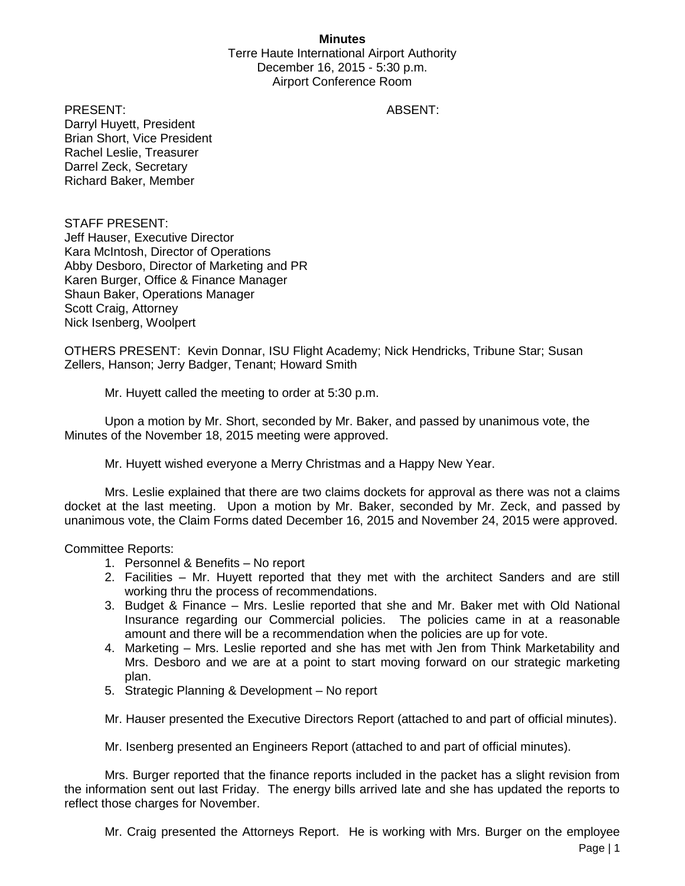**Minutes**

Terre Haute International Airport Authority
December 16, 2015 - 5:30 p.m.
Airport Conference Room

PRESENT:
Darryl Huyett, President
Brian Short, Vice President
Rachel Leslie, Treasurer
Darrel Zeck, Secretary
Richard Baker, Member

ABSENT:

STAFF PRESENT:
Jeff Hauser, Executive Director
Kara McIntosh, Director of Operations
Abby Desboro, Director of Marketing and PR
Karen Burger, Office & Finance Manager
Shaun Baker, Operations Manager
Scott Craig, Attorney
Nick Isenberg, Woolpert

OTHERS PRESENT: Kevin Donnar, ISU Flight Academy; Nick Hendricks, Tribune Star; Susan Zellers, Hanson; Jerry Badger, Tenant; Howard Smith

Mr. Huyett called the meeting to order at 5:30 p.m.

Upon a motion by Mr. Short, seconded by Mr. Baker, and passed by unanimous vote, the Minutes of the November 18, 2015 meeting were approved.

Mr. Huyett wished everyone a Merry Christmas and a Happy New Year.

Mrs. Leslie explained that there are two claims dockets for approval as there was not a claims docket at the last meeting. Upon a motion by Mr. Baker, seconded by Mr. Zeck, and passed by unanimous vote, the Claim Forms dated December 16, 2015 and November 24, 2015 were approved.

Committee Reports:

1. Personnel & Benefits – No report
2. Facilities – Mr. Huyett reported that they met with the architect Sanders and are still working thru the process of recommendations.
3. Budget & Finance – Mrs. Leslie reported that she and Mr. Baker met with Old National Insurance regarding our Commercial policies. The policies came in at a reasonable amount and there will be a recommendation when the policies are up for vote.
4. Marketing – Mrs. Leslie reported and she has met with Jen from Think Marketability and Mrs. Desboro and we are at a point to start moving forward on our strategic marketing plan.
5. Strategic Planning & Development – No report

Mr. Hauser presented the Executive Directors Report (attached to and part of official minutes).

Mr. Isenberg presented an Engineers Report (attached to and part of official minutes).

Mrs. Burger reported that the finance reports included in the packet has a slight revision from the information sent out last Friday. The energy bills arrived late and she has updated the reports to reflect those charges for November.

Mr. Craig presented the Attorneys Report. He is working with Mrs. Burger on the employee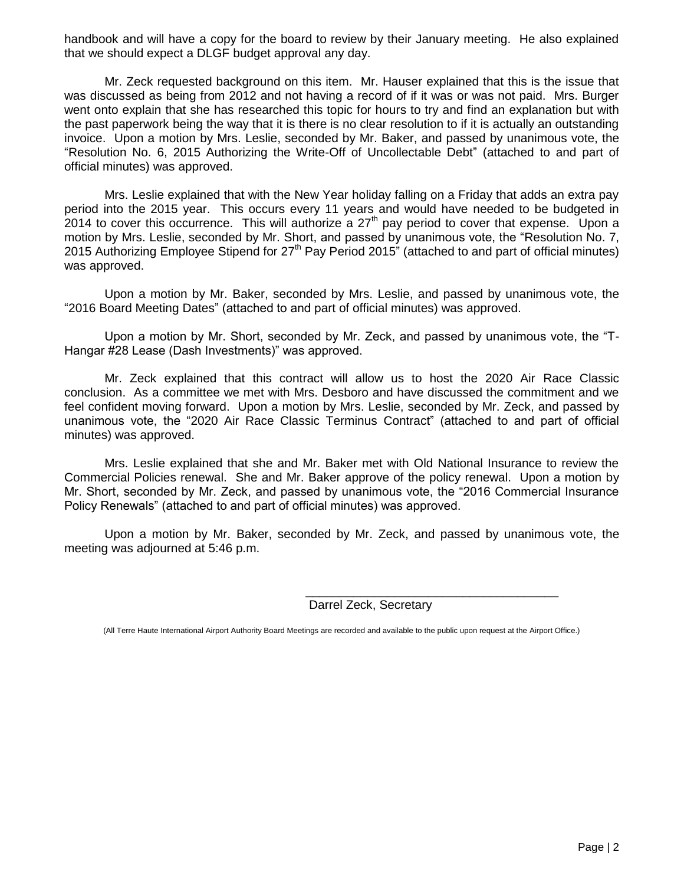handbook and will have a copy for the board to review by their January meeting. He also explained that we should expect a DLGF budget approval any day.

Mr. Zeck requested background on this item. Mr. Hauser explained that this is the issue that was discussed as being from 2012 and not having a record of if it was or was not paid. Mrs. Burger went onto explain that she has researched this topic for hours to try and find an explanation but with the past paperwork being the way that it is there is no clear resolution to if it is actually an outstanding invoice. Upon a motion by Mrs. Leslie, seconded by Mr. Baker, and passed by unanimous vote, the "Resolution No. 6, 2015 Authorizing the Write-Off of Uncollectable Debt" (attached to and part of official minutes) was approved.

Mrs. Leslie explained that with the New Year holiday falling on a Friday that adds an extra pay period into the 2015 year. This occurs every 11 years and would have needed to be budgeted in 2014 to cover this occurrence. This will authorize a 27th pay period to cover that expense. Upon a motion by Mrs. Leslie, seconded by Mr. Short, and passed by unanimous vote, the "Resolution No. 7, 2015 Authorizing Employee Stipend for 27th Pay Period 2015" (attached to and part of official minutes) was approved.

Upon a motion by Mr. Baker, seconded by Mrs. Leslie, and passed by unanimous vote, the "2016 Board Meeting Dates" (attached to and part of official minutes) was approved.

Upon a motion by Mr. Short, seconded by Mr. Zeck, and passed by unanimous vote, the "T-Hangar #28 Lease (Dash Investments)" was approved.

Mr. Zeck explained that this contract will allow us to host the 2020 Air Race Classic conclusion. As a committee we met with Mrs. Desboro and have discussed the commitment and we feel confident moving forward. Upon a motion by Mrs. Leslie, seconded by Mr. Zeck, and passed by unanimous vote, the "2020 Air Race Classic Terminus Contract" (attached to and part of official minutes) was approved.

Mrs. Leslie explained that she and Mr. Baker met with Old National Insurance to review the Commercial Policies renewal. She and Mr. Baker approve of the policy renewal. Upon a motion by Mr. Short, seconded by Mr. Zeck, and passed by unanimous vote, the "2016 Commercial Insurance Policy Renewals" (attached to and part of official minutes) was approved.

Upon a motion by Mr. Baker, seconded by Mr. Zeck, and passed by unanimous vote, the meeting was adjourned at 5:46 p.m.

\_\_\_\_\_\_\_\_\_\_\_\_\_\_\_\_\_\_\_\_\_\_\_\_\_\_\_\_\_\_\_\_\_\_\_\_\_

Darrel Zeck, Secretary

(All Terre Haute International Airport Authority Board Meetings are recorded and available to the public upon request at the Airport Office.)